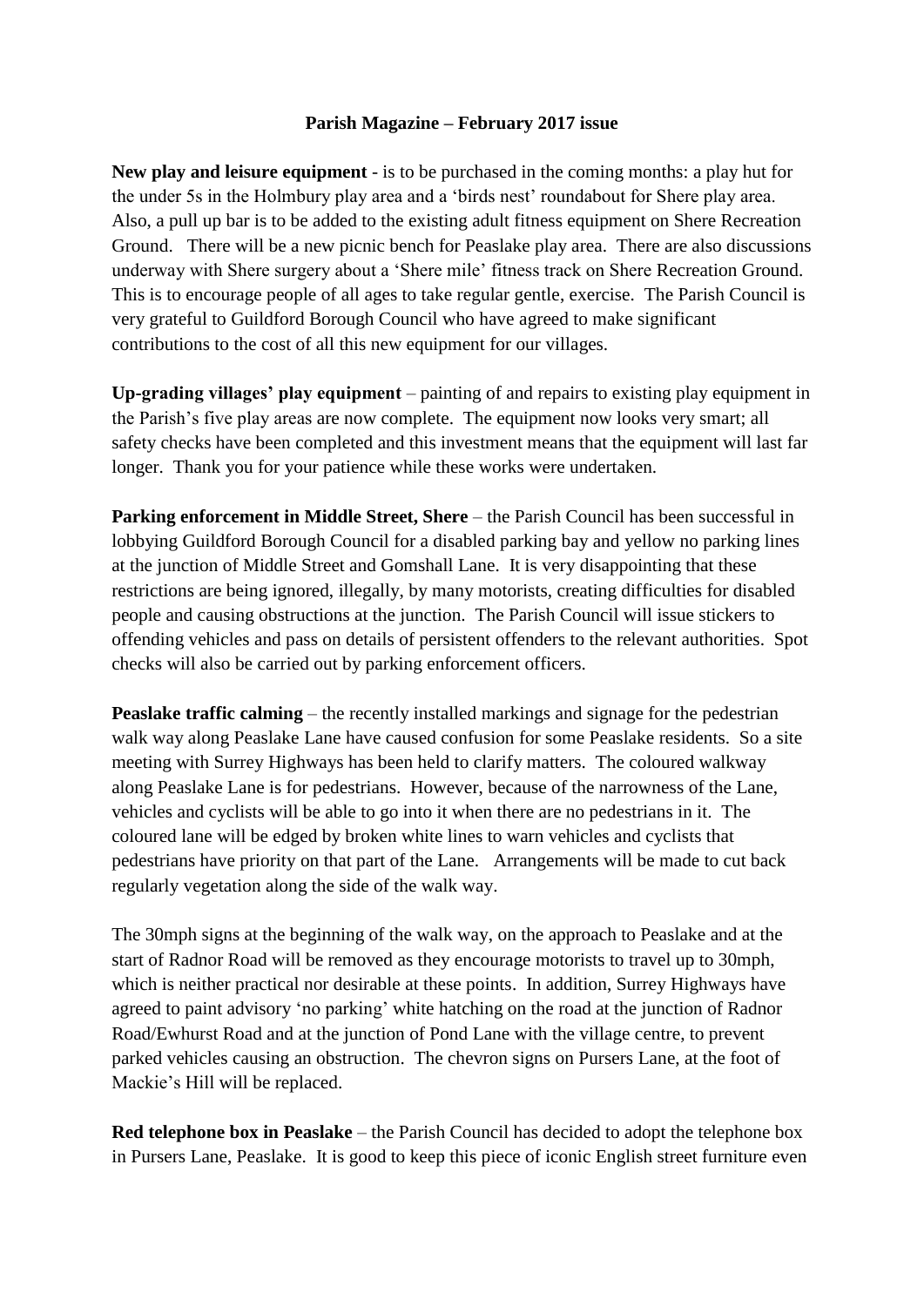**Parish Magazine – February 2017 issue**

**New play and leisure equipment** - is to be purchased in the coming months: a play hut for the under 5s in the Holmbury play area and a 'birds nest' roundabout for Shere play area. Also, a pull up bar is to be added to the existing adult fitness equipment on Shere Recreation Ground. There will be a new picnic bench for Peaslake play area. There are also discussions underway with Shere surgery about a 'Shere mile' fitness track on Shere Recreation Ground. This is to encourage people of all ages to take regular gentle, exercise. The Parish Council is very grateful to Guildford Borough Council who have agreed to make significant contributions to the cost of all this new equipment for our villages.

**Up-grading villages' play equipment** – painting of and repairs to existing play equipment in the Parish's five play areas are now complete. The equipment now looks very smart; all safety checks have been completed and this investment means that the equipment will last far longer. Thank you for your patience while these works were undertaken.

**Parking enforcement in Middle Street, Shere** – the Parish Council has been successful in lobbying Guildford Borough Council for a disabled parking bay and yellow no parking lines at the junction of Middle Street and Gomshall Lane. It is very disappointing that these restrictions are being ignored, illegally, by many motorists, creating difficulties for disabled people and causing obstructions at the junction. The Parish Council will issue stickers to offending vehicles and pass on details of persistent offenders to the relevant authorities. Spot checks will also be carried out by parking enforcement officers.

**Peaslake traffic calming** – the recently installed markings and signage for the pedestrian walk way along Peaslake Lane have caused confusion for some Peaslake residents. So a site meeting with Surrey Highways has been held to clarify matters. The coloured walkway along Peaslake Lane is for pedestrians. However, because of the narrowness of the Lane, vehicles and cyclists will be able to go into it when there are no pedestrians in it. The coloured lane will be edged by broken white lines to warn vehicles and cyclists that pedestrians have priority on that part of the Lane. Arrangements will be made to cut back regularly vegetation along the side of the walk way.

The 30mph signs at the beginning of the walk way, on the approach to Peaslake and at the start of Radnor Road will be removed as they encourage motorists to travel up to 30mph, which is neither practical nor desirable at these points. In addition, Surrey Highways have agreed to paint advisory 'no parking' white hatching on the road at the junction of Radnor Road/Ewhurst Road and at the junction of Pond Lane with the village centre, to prevent parked vehicles causing an obstruction. The chevron signs on Pursers Lane, at the foot of Mackie's Hill will be replaced.

**Red telephone box in Peaslake** – the Parish Council has decided to adopt the telephone box in Pursers Lane, Peaslake. It is good to keep this piece of iconic English street furniture even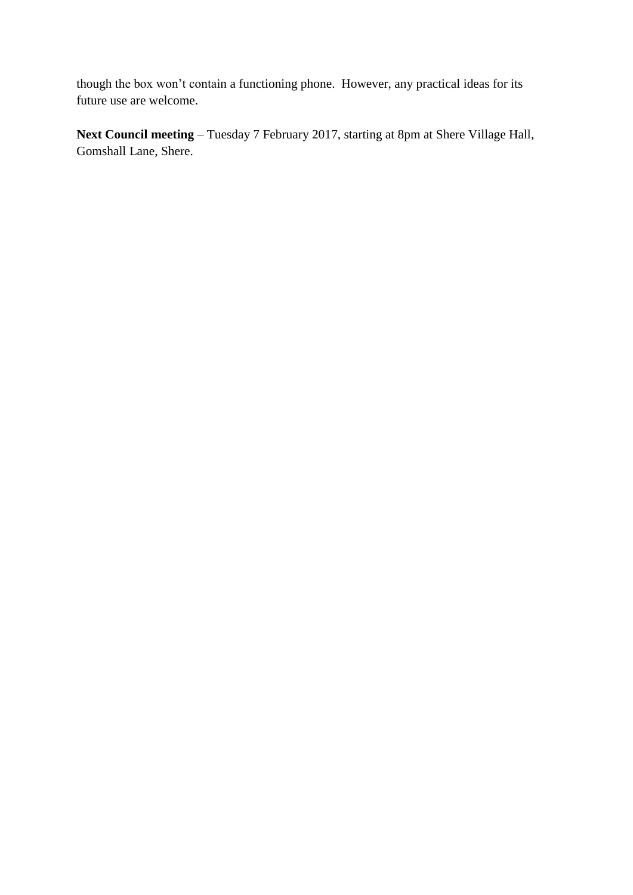though the box won't contain a functioning phone. However, any practical ideas for its future use are welcome.

**Next Council meeting** – Tuesday 7 February 2017, starting at 8pm at Shere Village Hall, Gomshall Lane, Shere.